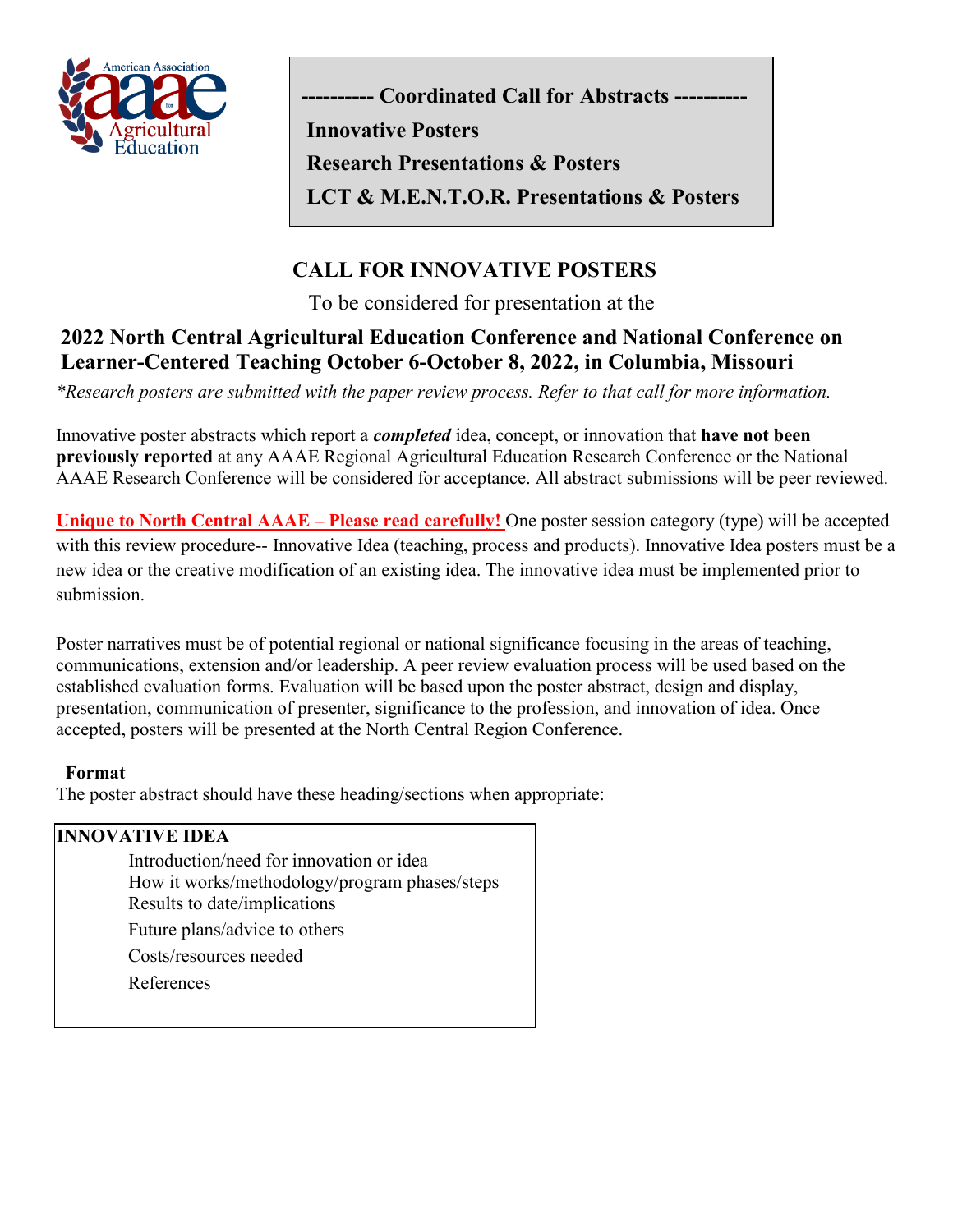American Association for Agricultural Education

**---------- Coordinated Call for Abstracts ----------**

**Innovative Posters**

**Research Presentations & Posters**

**LCT & M.E.N.T.O.R. Presentations & Posters**

## CALL FOR INNOVATIVE POSTERS

To be considered for presentation at the

## 2022 North Central Agricultural Education Conference and National Conference on Learner-Centered Teaching October 6-October 8, 2022, in Columbia, Missouri

*\*Research posters are submitted with the paper review process. Refer to that call for more information.*

Innovative poster abstracts which report a ***completed*** idea, concept, or innovation that **have not been previously reported** at any AAAE Regional Agricultural Education Research Conference or the National AAAE Research Conference will be considered for acceptance. All abstract submissions will be peer reviewed.

**Unique to North Central AAAE – Please read carefully!** One poster session category (type) will be accepted with this review procedure-- Innovative Idea (teaching, process and products). Innovative Idea posters must be a new idea or the creative modification of an existing idea. The innovative idea must be implemented prior to submission.

Poster narratives must be of potential regional or national significance focusing in the areas of teaching, communications, extension and/or leadership. A peer review evaluation process will be used based on the established evaluation forms. Evaluation will be based upon the poster abstract, design and display, presentation, communication of presenter, significance to the profession, and innovation of idea. Once accepted, posters will be presented at the North Central Region Conference.

**Format**

The poster abstract should have these heading/sections when appropriate:

**INNOVATIVE IDEA**

- Introduction/need for innovation or idea
- How it works/methodology/program phases/steps
- Results to date/implications
- Future plans/advice to others
- Costs/resources needed
- References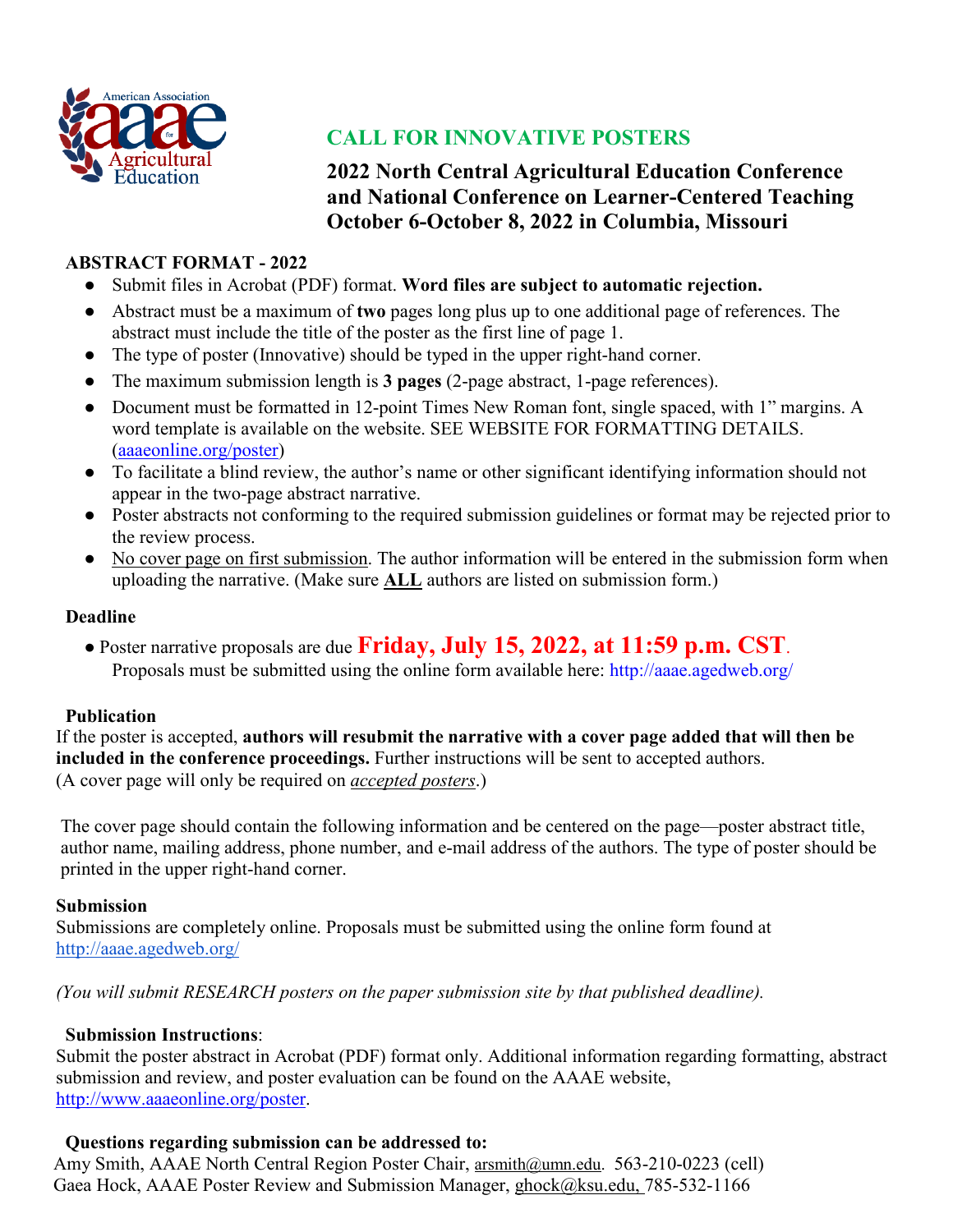## CALL FOR INNOVATIVE POSTERS

**2022 North Central Agricultural Education Conference and National Conference on Learner-Centered Teaching October 6-October 8, 2022 in Columbia, Missouri**

### ABSTRACT FORMAT - 2022

- Submit files in Acrobat (PDF) format. **Word files are subject to automatic rejection.**
- Abstract must be a maximum of **two** pages long plus up to one additional page of references. The abstract must include the title of the poster as the first line of page 1.
- The type of poster (Innovative) should be typed in the upper right-hand corner.
- The maximum submission length is **3 pages** (2-page abstract, 1-page references).
- Document must be formatted in 12-point Times New Roman font, single spaced, with 1" margins. A word template is available on the website. SEE WEBSITE FOR FORMATTING DETAILS. (aaaeonline.org/poster)
- To facilitate a blind review, the author's name or other significant identifying information should not appear in the two-page abstract narrative.
- Poster abstracts not conforming to the required submission guidelines or format may be rejected prior to the review process.
- No cover page on first submission. The author information will be entered in the submission form when uploading the narrative. (Make sure **ALL** authors are listed on submission form.)

### Deadline

- Poster narrative proposals are due **Friday, July 15, 2022, at 11:59 p.m. CST**. Proposals must be submitted using the online form available here: http://aaae.agedweb.org/

### Publication

If the poster is accepted, **authors will resubmit the narrative with a cover page added that will then be included in the conference proceedings.** Further instructions will be sent to accepted authors. (A cover page will only be required on *accepted posters*.)

The cover page should contain the following information and be centered on the page—poster abstract title, author name, mailing address, phone number, and e-mail address of the authors. The type of poster should be printed in the upper right-hand corner.

### Submission

Submissions are completely online. Proposals must be submitted using the online form found at http://aaae.agedweb.org/

*(You will submit RESEARCH posters on the paper submission site by that published deadline).*

### Submission Instructions:

Submit the poster abstract in Acrobat (PDF) format only. Additional information regarding formatting, abstract submission and review, and poster evaluation can be found on the AAAE website, http://www.aaaeonline.org/poster.

### Questions regarding submission can be addressed to:

Amy Smith, AAAE North Central Region Poster Chair, arsmith@umn.edu. 563-210-0223 (cell)
Gaea Hock, AAAE Poster Review and Submission Manager, ghock@ksu.edu, 785-532-1166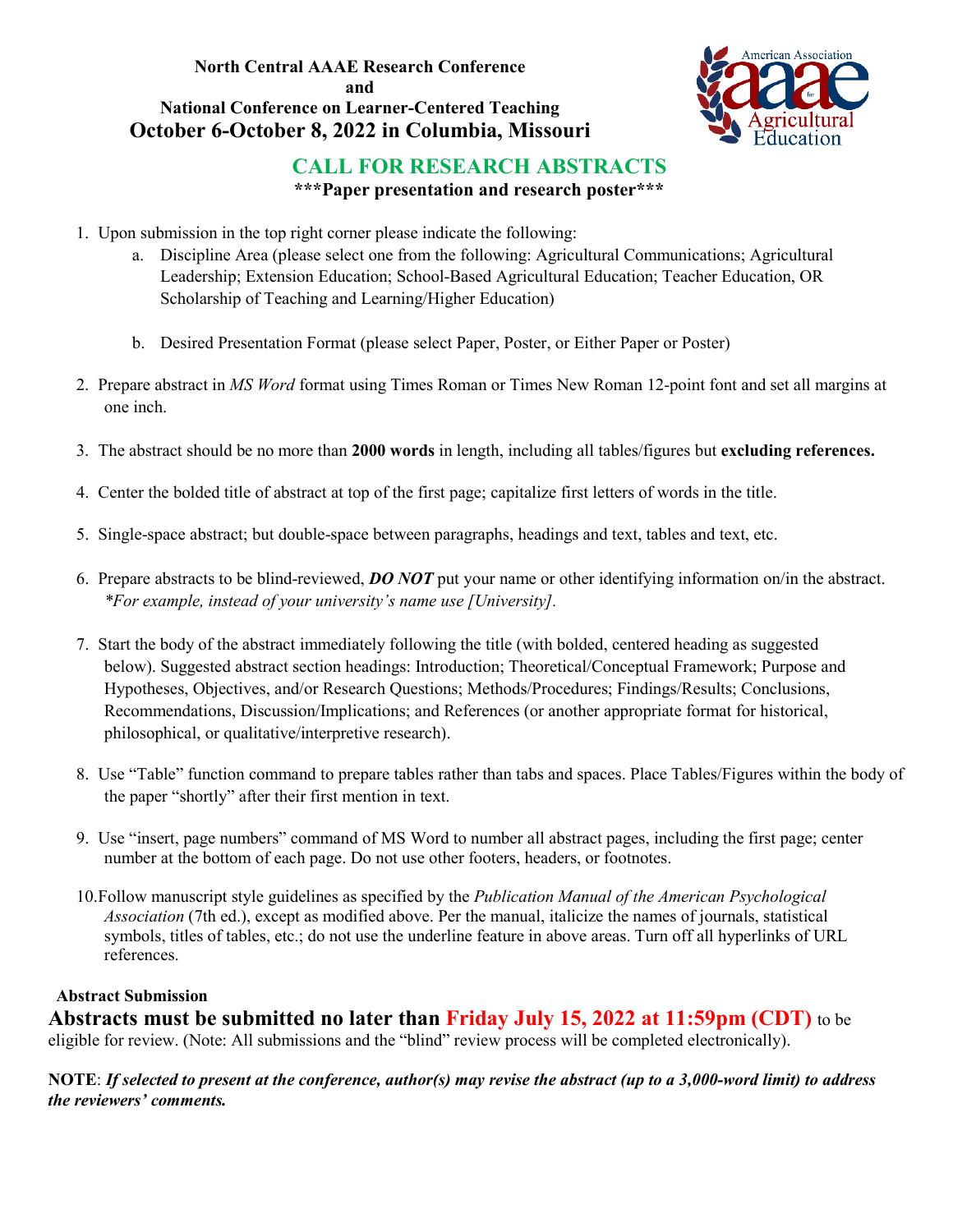**North Central AAAE Research Conference**
**and**
**National Conference on Learner-Centered Teaching**
**October 6-October 8, 2022 in Columbia, Missouri**

# CALL FOR RESEARCH ABSTRACTS

**\*\*\*Paper presentation and research poster\*\*\***

1. Upon submission in the top right corner please indicate the following:
   a. Discipline Area (please select one from the following: Agricultural Communications; Agricultural Leadership; Extension Education; School-Based Agricultural Education; Teacher Education, OR Scholarship of Teaching and Learning/Higher Education)

   b. Desired Presentation Format (please select Paper, Poster, or Either Paper or Poster)

2. Prepare abstract in *MS Word* format using Times Roman or Times New Roman 12-point font and set all margins at one inch.

3. The abstract should be no more than **2000 words** in length, including all tables/figures but **excluding references.**

4. Center the bolded title of abstract at top of the first page; capitalize first letters of words in the title.

5. Single-space abstract; but double-space between paragraphs, headings and text, tables and text, etc.

6. Prepare abstracts to be blind-reviewed, ***DO NOT*** put your name or other identifying information on/in the abstract. *\*For example, instead of your university's name use [University].*

7. Start the body of the abstract immediately following the title (with bolded, centered heading as suggested below). Suggested abstract section headings: Introduction; Theoretical/Conceptual Framework; Purpose and Hypotheses, Objectives, and/or Research Questions; Methods/Procedures; Findings/Results; Conclusions, Recommendations, Discussion/Implications; and References (or another appropriate format for historical, philosophical, or qualitative/interpretive research).

8. Use "Table" function command to prepare tables rather than tabs and spaces. Place Tables/Figures within the body of the paper "shortly" after their first mention in text.

9. Use "insert, page numbers" command of MS Word to number all abstract pages, including the first page; center number at the bottom of each page. Do not use other footers, headers, or footnotes.

10. Follow manuscript style guidelines as specified by the *Publication Manual of the American Psychological Association* (7th ed.), except as modified above. Per the manual, italicize the names of journals, statistical symbols, titles of tables, etc.; do not use the underline feature in above areas. Turn off all hyperlinks of URL references.

**Abstract Submission**

**Abstracts must be submitted no later than Friday July 15, 2022 at 11:59pm (CDT)** to be eligible for review. (Note: All submissions and the "blind" review process will be completed electronically).

**NOTE**: ***If selected to present at the conference, author(s) may revise the abstract (up to a 3,000-word limit) to address the reviewers' comments.***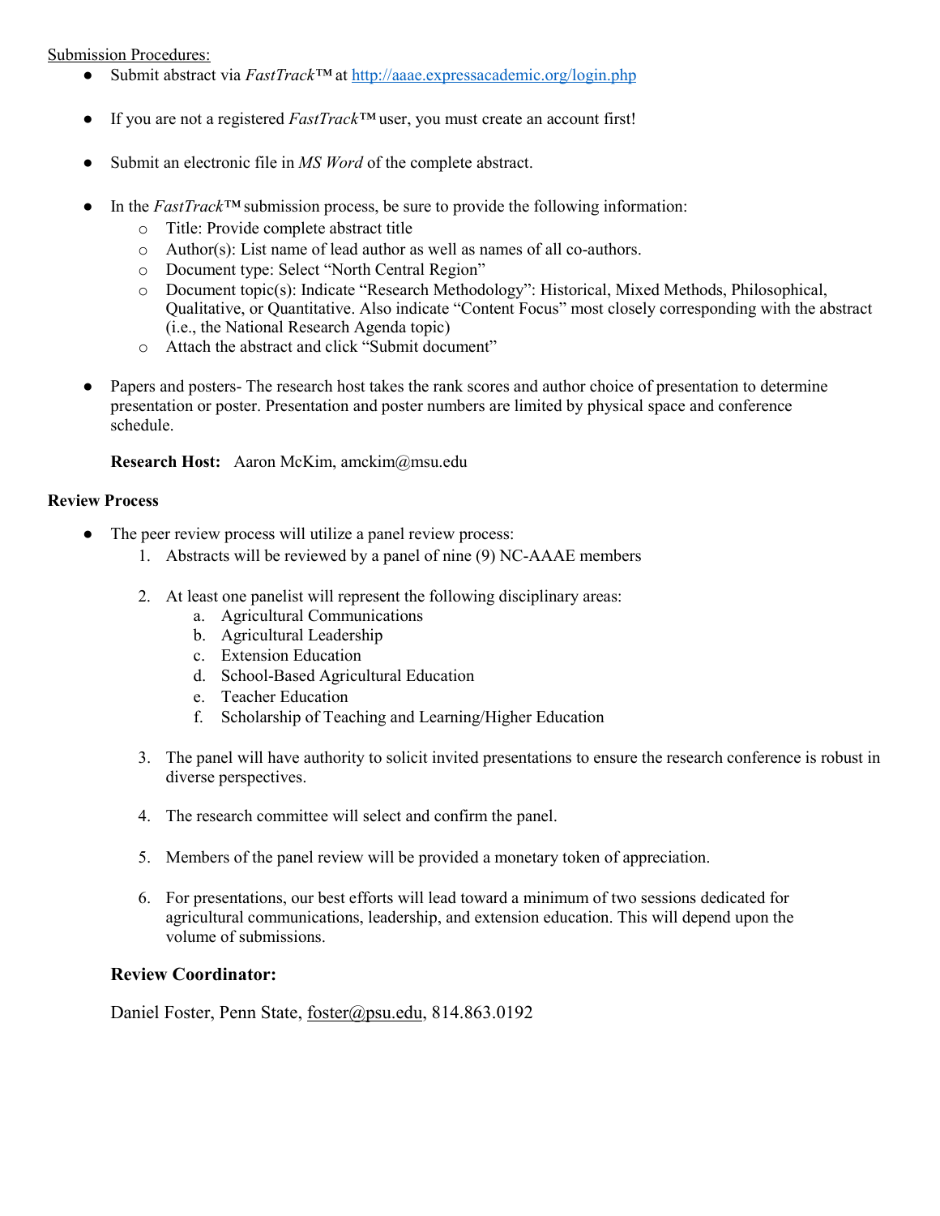Submission Procedures:

- Submit abstract via *FastTrack*™ at [http://aaae.expressacademic.org/login.php](http://aaae.expressacademic.org/login.php)

- If you are not a registered *FastTrack*™ user, you must create an account first!

- Submit an electronic file in *MS Word* of the complete abstract.

- In the *FastTrack*™ submission process, be sure to provide the following information:
  - Title: Provide complete abstract title
  - Author(s): List name of lead author as well as names of all co-authors.
  - Document type: Select "North Central Region"
  - Document topic(s): Indicate "Research Methodology": Historical, Mixed Methods, Philosophical, Qualitative, or Quantitative. Also indicate "Content Focus" most closely corresponding with the abstract (i.e., the National Research Agenda topic)
  - Attach the abstract and click "Submit document"

- Papers and posters- The research host takes the rank scores and author choice of presentation to determine presentation or poster. Presentation and poster numbers are limited by physical space and conference schedule.

  **Research Host:** Aaron McKim, amckim@msu.edu

**Review Process**

- The peer review process will utilize a panel review process:
  1. Abstracts will be reviewed by a panel of nine (9) NC-AAAE members

  2. At least one panelist will represent the following disciplinary areas:
     a. Agricultural Communications
     b. Agricultural Leadership
     c. Extension Education
     d. School-Based Agricultural Education
     e. Teacher Education
     f. Scholarship of Teaching and Learning/Higher Education

  3. The panel will have authority to solicit invited presentations to ensure the research conference is robust in diverse perspectives.

  4. The research committee will select and confirm the panel.

  5. Members of the panel review will be provided a monetary token of appreciation.

  6. For presentations, our best efforts will lead toward a minimum of two sessions dedicated for agricultural communications, leadership, and extension education. This will depend upon the volume of submissions.

**Review Coordinator:**

Daniel Foster, Penn State, foster@psu.edu, 814.863.0192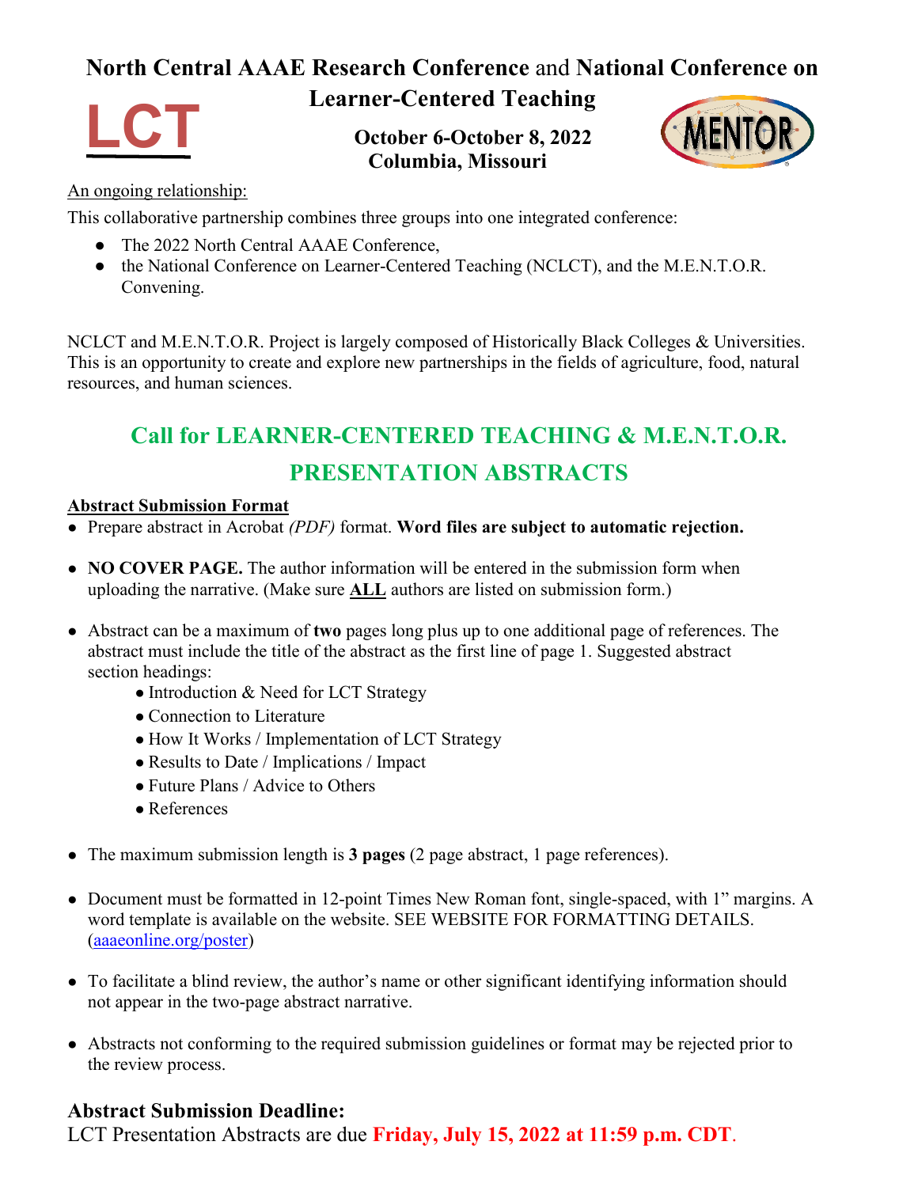# North Central AAAE Research Conference and National Conference on Learner-Centered Teaching

LCT

**October 6-October 8, 2022**
**Columbia, Missouri**

MENTOR

An ongoing relationship:

This collaborative partnership combines three groups into one integrated conference:

- The 2022 North Central AAAE Conference,
- the National Conference on Learner-Centered Teaching (NCLCT), and the M.E.N.T.O.R. Convening.

NCLCT and M.E.N.T.O.R. Project is largely composed of Historically Black Colleges & Universities. This is an opportunity to create and explore new partnerships in the fields of agriculture, food, natural resources, and human sciences.

## Call for LEARNER-CENTERED TEACHING & M.E.N.T.O.R. PRESENTATION ABSTRACTS

**Abstract Submission Format**

- Prepare abstract in Acrobat *(PDF)* format. **Word files are subject to automatic rejection.**
- **NO COVER PAGE.** The author information will be entered in the submission form when uploading the narrative. (Make sure **ALL** authors are listed on submission form.)
- Abstract can be a maximum of **two** pages long plus up to one additional page of references. The abstract must include the title of the abstract as the first line of page 1. Suggested abstract section headings:
  - Introduction & Need for LCT Strategy
  - Connection to Literature
  - How It Works / Implementation of LCT Strategy
  - Results to Date / Implications / Impact
  - Future Plans / Advice to Others
  - References
- The maximum submission length is **3 pages** (2 page abstract, 1 page references).
- Document must be formatted in 12-point Times New Roman font, single-spaced, with 1" margins. A word template is available on the website. SEE WEBSITE FOR FORMATTING DETAILS. (aaaeonline.org/poster)
- To facilitate a blind review, the author's name or other significant identifying information should not appear in the two-page abstract narrative.
- Abstracts not conforming to the required submission guidelines or format may be rejected prior to the review process.

### Abstract Submission Deadline:

LCT Presentation Abstracts are due **Friday, July 15, 2022 at 11:59 p.m. CDT**.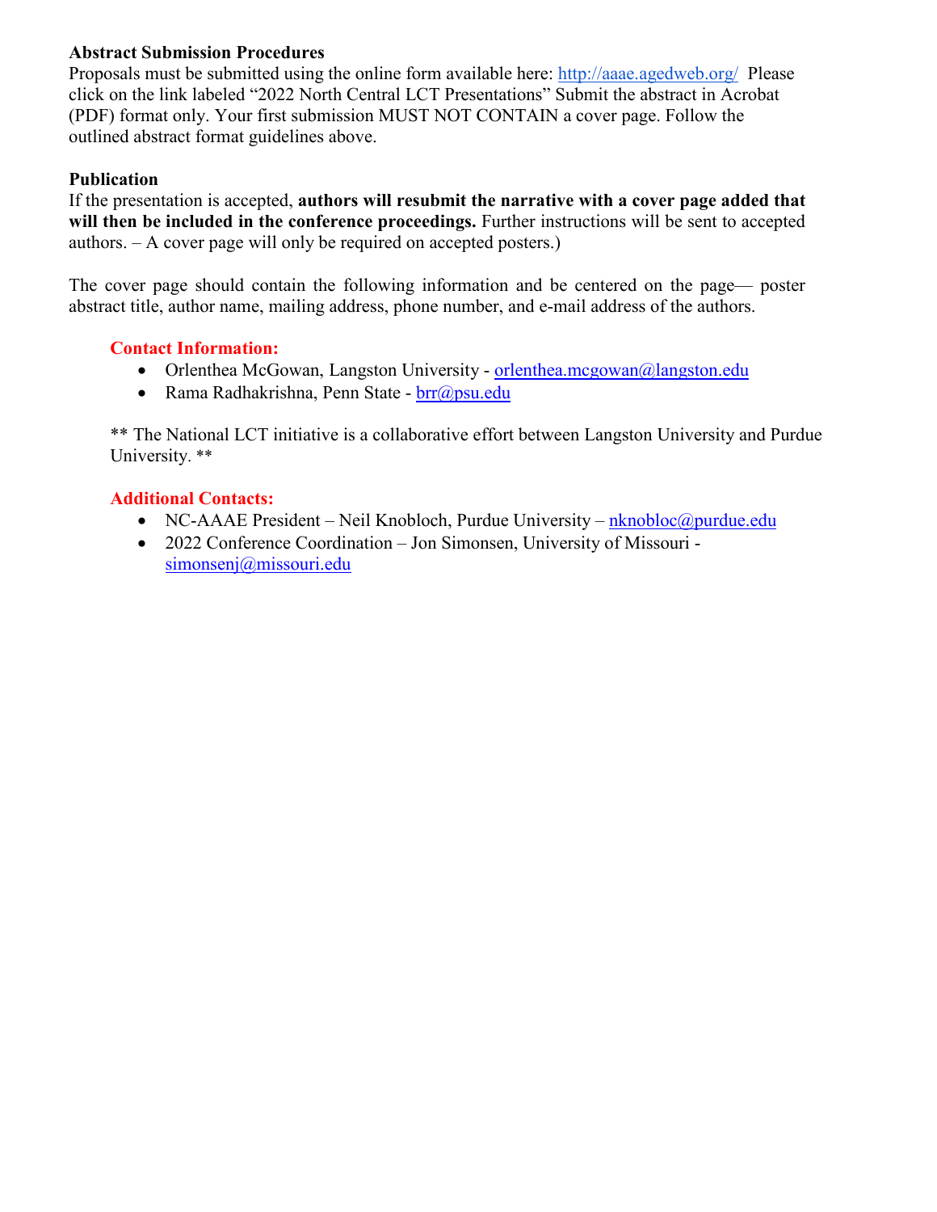**Abstract Submission Procedures**

Proposals must be submitted using the online form available here: http://aaae.agedweb.org/ Please click on the link labeled "2022 North Central LCT Presentations" Submit the abstract in Acrobat (PDF) format only. Your first submission MUST NOT CONTAIN a cover page. Follow the outlined abstract format guidelines above.

**Publication**

If the presentation is accepted, **authors will resubmit the narrative with a cover page added that will then be included in the conference proceedings.** Further instructions will be sent to accepted authors. – A cover page will only be required on accepted posters.)

The cover page should contain the following information and be centered on the page— poster abstract title, author name, mailing address, phone number, and e-mail address of the authors.

**Contact Information:**

- Orlenthea McGowan, Langston University - orlenthea.mcgowan@langston.edu
- Rama Radhakrishna, Penn State - brr@psu.edu

** The National LCT initiative is a collaborative effort between Langston University and Purdue University. **

**Additional Contacts:**

- NC-AAAE President – Neil Knobloch, Purdue University – nknobloc@purdue.edu
- 2022 Conference Coordination – Jon Simonsen, University of Missouri - simonsenj@missouri.edu